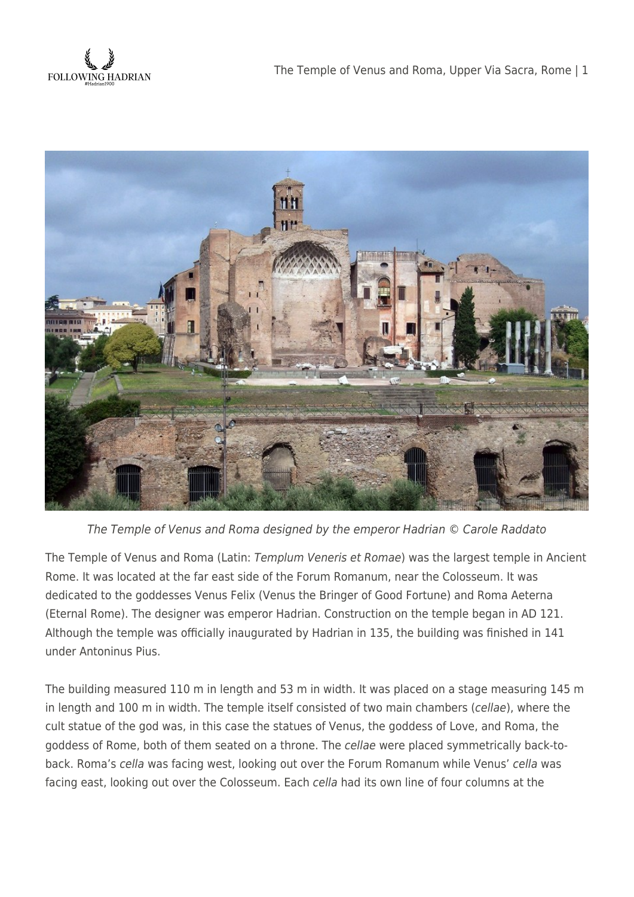*The Temple of Venus and Roma designed by the emperor Hadrian © Carole Raddato*

The Temple of Venus and Roma (Latin: *Templum Veneris et Romae*) was the largest temple in Ancient Rome. It was located at the far east side of the Forum Romanum, near the Colosseum. It was dedicated to the goddesses Venus Felix (Venus the Bringer of Good Fortune) and Roma Aeterna (Eternal Rome). The designer was emperor Hadrian. Construction on the temple began in AD 121. Although the temple was officially inaugurated by Hadrian in 135, the building was finished in 141 under Antoninus Pius.

The building measured 110 m in length and 53 m in width. It was placed on a stage measuring 145 m in length and 100 m in width. The temple itself consisted of two main chambers (*cellae*), where the cult statue of the god was, in this case the statues of Venus, the goddess of Love, and Roma, the goddess of Rome, both of them seated on a throne. The *cellae* were placed symmetrically back-to-back. Roma's *cella* was facing west, looking out over the Forum Romanum while Venus' *cella* was facing east, looking out over the Colosseum. Each *cella* had its own line of four columns at the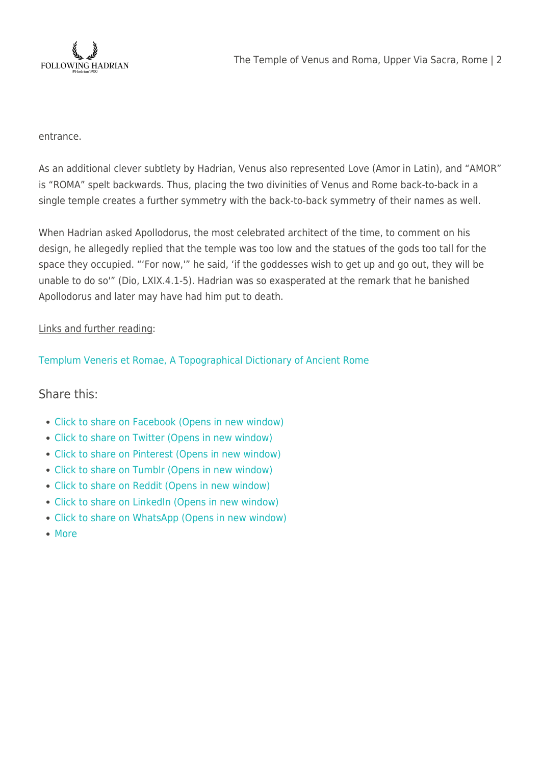entrance.

As an additional clever subtlety by Hadrian, Venus also represented Love (Amor in Latin), and "AMOR" is "ROMA" spelt backwards. Thus, placing the two divinities of Venus and Rome back-to-back in a single temple creates a further symmetry with the back-to-back symmetry of their names as well.

When Hadrian asked Apollodorus, the most celebrated architect of the time, to comment on his design, he allegedly replied that the temple was too low and the statues of the gods too tall for the space they occupied. "'For now,'" he said, 'if the goddesses wish to get up and go out, they will be unable to do so'" (Dio, LXIX.4.1-5). Hadrian was so exasperated at the remark that he banished Apollodorus and later may have had him put to death.

Links and further reading:

Templum Veneris et Romae, A Topographical Dictionary of Ancient Rome

## Share this:

- Click to share on Facebook (Opens in new window)
- Click to share on Twitter (Opens in new window)
- Click to share on Pinterest (Opens in new window)
- Click to share on Tumblr (Opens in new window)
- Click to share on Reddit (Opens in new window)
- Click to share on LinkedIn (Opens in new window)
- Click to share on WhatsApp (Opens in new window)
- More